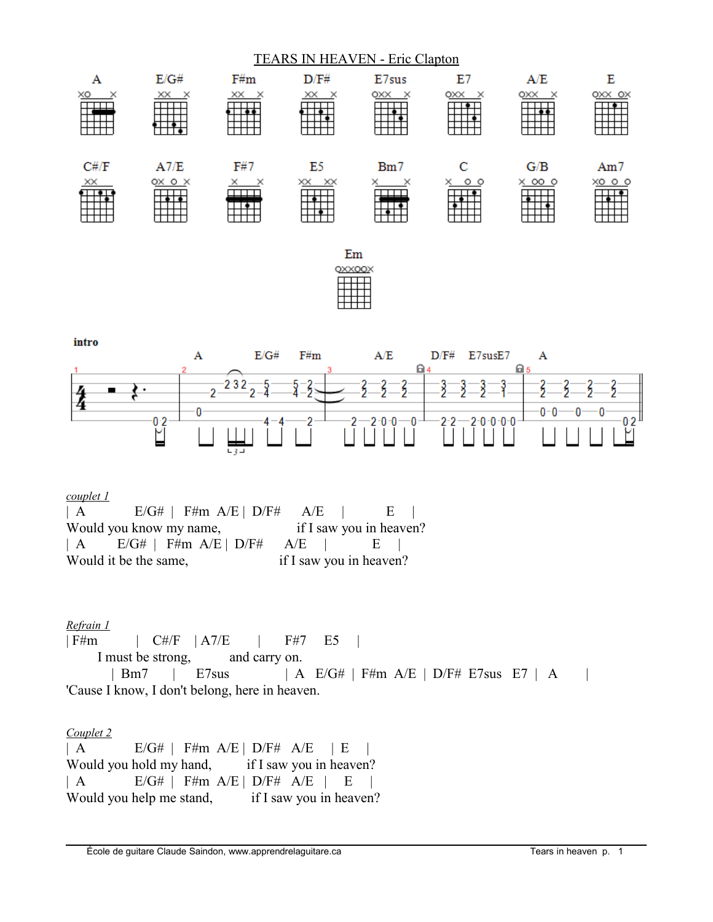# TEARS IN HEAVEN - Eric Clapton

A  E/G#  F#m  D/F#  E7sus  E7  A/E  E

C#/F  A7/E  F#7  E5  Bm7  C  G/B  Am7

Em

**intro**

A  E/G#  F#m  A/E  D/F#  E7susE7  A

*couplet 1*

```
| A          E/G#  |  F#m  A/E | D/F#     A/E     |          E    |
Would you know my name,                if I saw you in heaven?
| A       E/G#  |  F#m  A/E | D/F#     A/E     |          E    |
Would it be the same,                  if I saw you in heaven?
```

*Refrain 1*

```
| F#m        |  C#/F    | A7/E       |       F#7     E5     |
        I must be strong,          and carry on.
         | Bm7       |      E7sus               | A   E/G#  | F#m  A/E  | D/F#  E7sus   E7  |  A       |
'Cause I know, I don't belong, here in heaven.
```

*Couplet 2*

```
| A          E/G#  |  F#m  A/E | D/F#   A/E     | E    |
Would you hold my hand,          if I saw you in heaven?
| A          E/G#  |  F#m  A/E | D/F#   A/E   |    E    |
Would you help me stand,          if I saw you in heaven?
```

École de guitare Claude Saindon, www.apprendrelaguitare.ca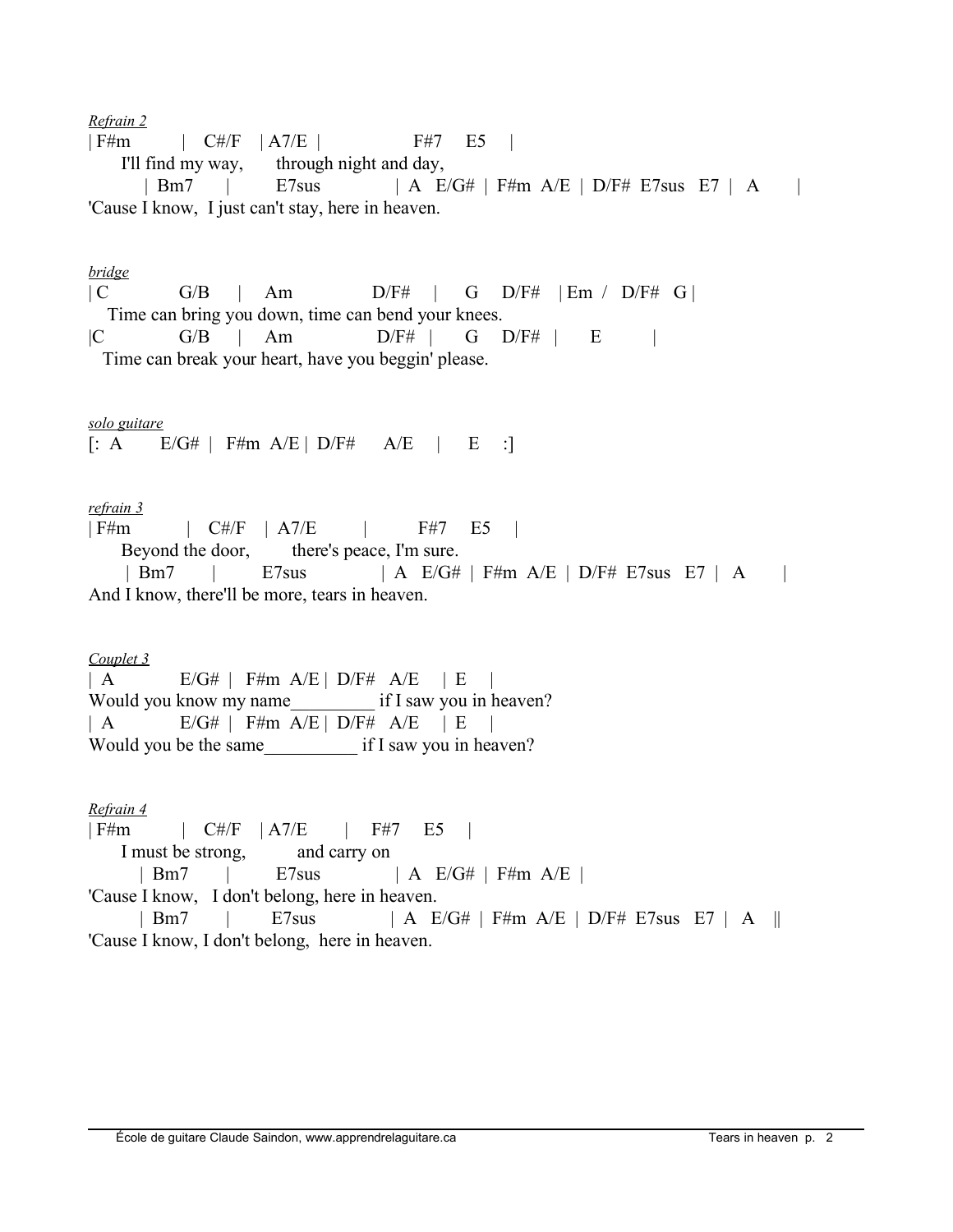*Refrain 2*

```
| F#m         |   C#/F    | A7/E  |                 F#7     E5    |
     I'll find my way,       through night and day,
         | Bm7      |        E7sus              | A   E/G#  |  F#m  A/E  |  D/F#  E7sus   E7  |   A        |
'Cause I know,  I just can't stay, here in heaven.
```

*bridge*

```
| C           G/B      |    Am              D/F#     |     G     D/F#    | Em  /   D/F#   G |
    Time can bring you down, time can bend your knees.
|C            G/B      |    Am              D/F#  |     G     D/F#  |       E          |
   Time can break your heart, have you beggin' please.
```

*solo guitare*

```
[:  A       E/G#  |   F#m  A/E  |  D/F#      A/E     |      E     :]
```

*refrain 3*

```
| F#m          |    C#/F    | A7/E         |         F#7     E5     |
     Beyond the door,         there's peace, I'm sure.
      | Bm7       |         E7sus              | A   E/G#  |  F#m  A/E  |  D/F#  E7sus   E7  |   A        |
And I know, there'll be more, tears in heaven.
```

*Couplet 3*

```
| A           E/G#  |   F#m  A/E  |  D/F#   A/E     | E    |
Would you know my name_________ if I saw you in heaven?
| A           E/G#  |   F#m  A/E  |  D/F#   A/E     | E    |
Would you be the same__________ if I saw you in heaven?
```

*Refrain 4*

```
| F#m          |   C#/F    | A7/E      |    F#7     E5     |
     I must be strong,          and carry on
       | Bm7       |          E7sus              | A   E/G#  |  F#m  A/E  |
'Cause I know,   I don't belong, here in heaven.
       | Bm7       |          E7sus              | A   E/G#  |  F#m  A/E  |  D/F#  E7sus   E7  |   A    ||
'Cause I know, I don't belong,  here in heaven.
```

École de guitare Claude Saindon, www.apprendrelaguitare.ca